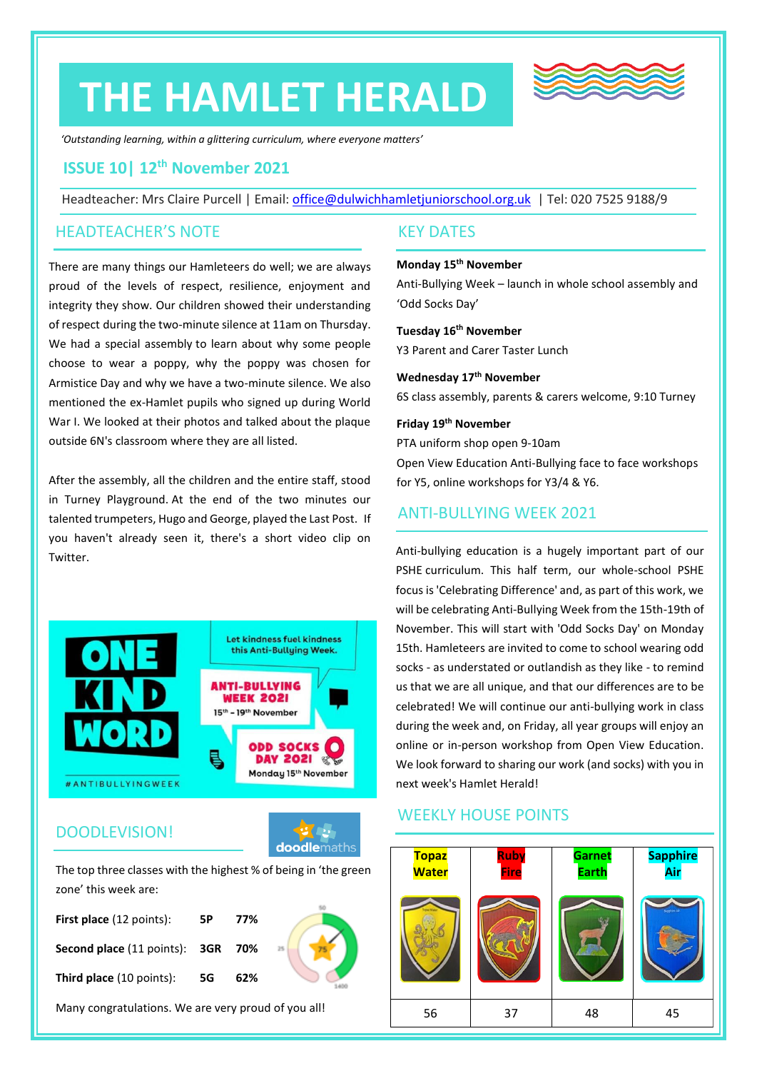# THE HAMLET HERALD

*'Outstanding learning, within a glittering curriculum, where everyone matters'*

## ISSUE 10| 12th November 2021

Headteacher: Mrs Claire Purcell | Email: office@dulwichhamletjuniorschool.org.uk | Tel: 020 7525 9188/9

## HEADTEACHER'S NOTE

There are many things our Hamleteers do well; we are always proud of the levels of respect, resilience, enjoyment and integrity they show. Our children showed their understanding of respect during the two-minute silence at 11am on Thursday. We had a special assembly to learn about why some people choose to wear a poppy, why the poppy was chosen for Armistice Day and why we have a two-minute silence. We also mentioned the ex-Hamlet pupils who signed up during World War I. We looked at their photos and talked about the plaque outside 6N's classroom where they are all listed.

After the assembly, all the children and the entire staff, stood in Turney Playground. At the end of the two minutes our talented trumpeters, Hugo and George, played the Last Post. If you haven't already seen it, there's a short video clip on Twitter.

ONE KIND WORD

Let kindness fuel kindness this Anti-Bullying Week.

ANTI-BULLYING WEEK 2021
15th – 19th November

ODD SOCKS DAY 2021
Monday 15th November

#ANTIBULLYINGWEEK

## DOODLEVISION!

The top three classes with the highest % of being in 'the green zone' this week are:

| | | |
|---|---|---|
| **First place** (12 points): | **5P** | **77%** |
| **Second place** (11 points): | **3GR** | **70%** |
| **Third place** (10 points): | **5G** | **62%** |

Many congratulations. We are very proud of you all!

## KEY DATES

**Monday 15th November**
Anti-Bullying Week – launch in whole school assembly and 'Odd Socks Day'

**Tuesday 16th November**
Y3 Parent and Carer Taster Lunch

**Wednesday 17th November**
6S class assembly, parents & carers welcome, 9:10 Turney

**Friday 19th November**
PTA uniform shop open 9-10am
Open View Education Anti-Bullying face to face workshops for Y5, online workshops for Y3/4 & Y6.

## ANTI-BULLYING WEEK 2021

Anti-bullying education is a hugely important part of our PSHE curriculum. This half term, our whole-school PSHE focus is 'Celebrating Difference' and, as part of this work, we will be celebrating Anti-Bullying Week from the 15th-19th of November. This will start with 'Odd Socks Day' on Monday 15th. Hamleteers are invited to come to school wearing odd socks - as understated or outlandish as they like - to remind us that we are all unique, and that our differences are to be celebrated! We will continue our anti-bullying work in class during the week and, on Friday, all year groups will enjoy an online or in-person workshop from Open View Education. We look forward to sharing our work (and socks) with you in next week's Hamlet Herald!

## WEEKLY HOUSE POINTS

| Topaz Water | Ruby Fire | Garnet Earth | Sapphire Air |
|---|---|---|---|
| 56 | 37 | 48 | 45 |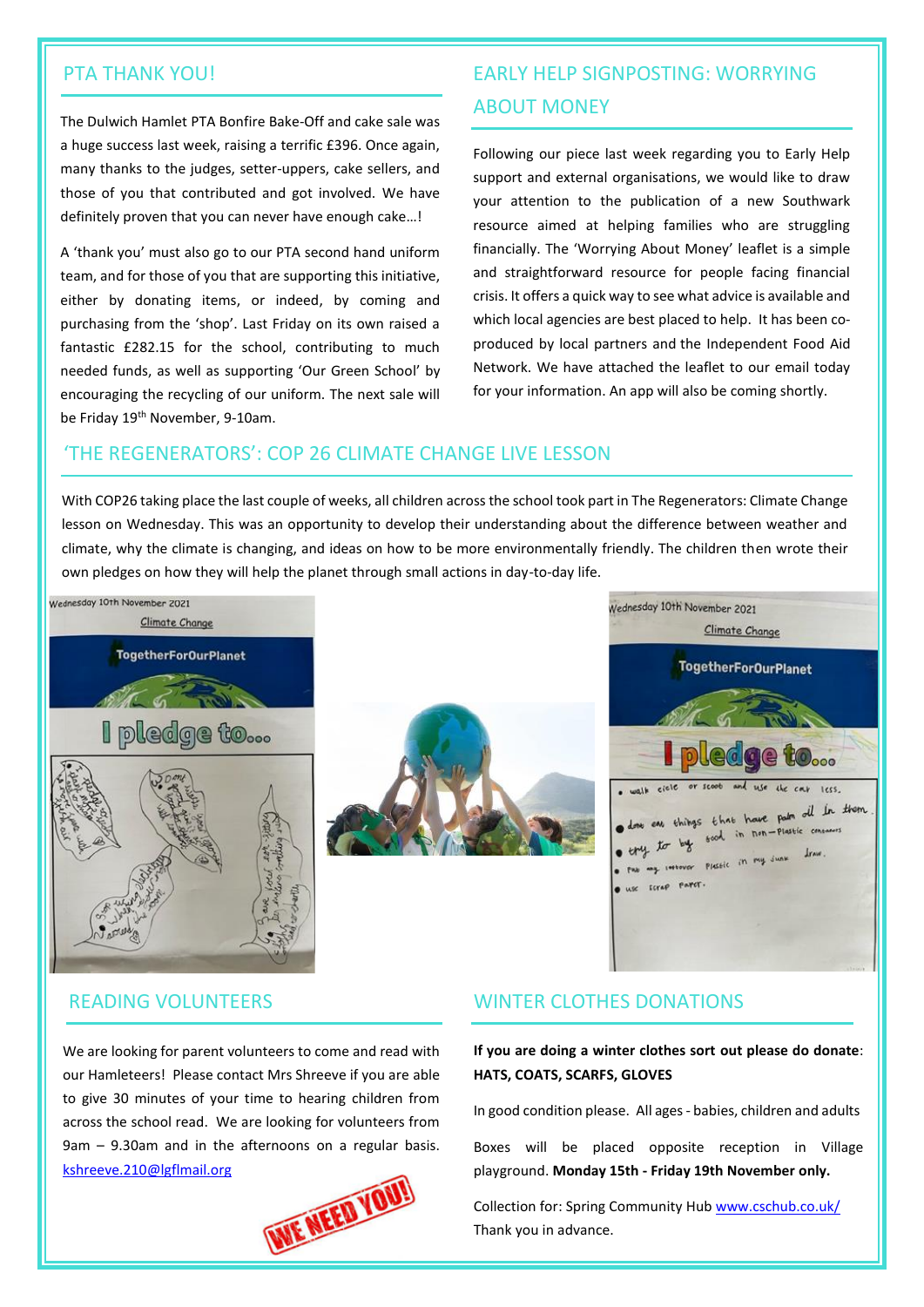## PTA THANK YOU!

The Dulwich Hamlet PTA Bonfire Bake-Off and cake sale was a huge success last week, raising a terrific £396. Once again, many thanks to the judges, setter-uppers, cake sellers, and those of you that contributed and got involved. We have definitely proven that you can never have enough cake…!

A 'thank you' must also go to our PTA second hand uniform team, and for those of you that are supporting this initiative, either by donating items, or indeed, by coming and purchasing from the 'shop'. Last Friday on its own raised a fantastic £282.15 for the school, contributing to much needed funds, as well as supporting 'Our Green School' by encouraging the recycling of our uniform. The next sale will be Friday 19th November, 9-10am.

## EARLY HELP SIGNPOSTING: WORRYING ABOUT MONEY

Following our piece last week regarding you to Early Help support and external organisations, we would like to draw your attention to the publication of a new Southwark resource aimed at helping families who are struggling financially. The 'Worrying About Money' leaflet is a simple and straightforward resource for people facing financial crisis. It offers a quick way to see what advice is available and which local agencies are best placed to help. It has been co-produced by local partners and the Independent Food Aid Network. We have attached the leaflet to our email today for your information. An app will also be coming shortly.

## 'THE REGENERATORS': COP 26 CLIMATE CHANGE LIVE LESSON

With COP26 taking place the last couple of weeks, all children across the school took part in The Regenerators: Climate Change lesson on Wednesday. This was an opportunity to develop their understanding about the difference between weather and climate, why the climate is changing, and ideas on how to be more environmentally friendly. The children then wrote their own pledges on how they will help the planet through small actions in day-to-day life.

## READING VOLUNTEERS

We are looking for parent volunteers to come and read with our Hamleteers! Please contact Mrs Shreeve if you are able to give 30 minutes of your time to hearing children from across the school read. We are looking for volunteers from 9am – 9.30am and in the afternoons on a regular basis. kshreeve.210@lgflmail.org

## WINTER CLOTHES DONATIONS

**If you are doing a winter clothes sort out please do donate**: **HATS, COATS, SCARFS, GLOVES**

In good condition please. All ages - babies, children and adults

Boxes will be placed opposite reception in Village playground. **Monday 15th - Friday 19th November only.**

Collection for: Spring Community Hub www.cschub.co.uk/
Thank you in advance.